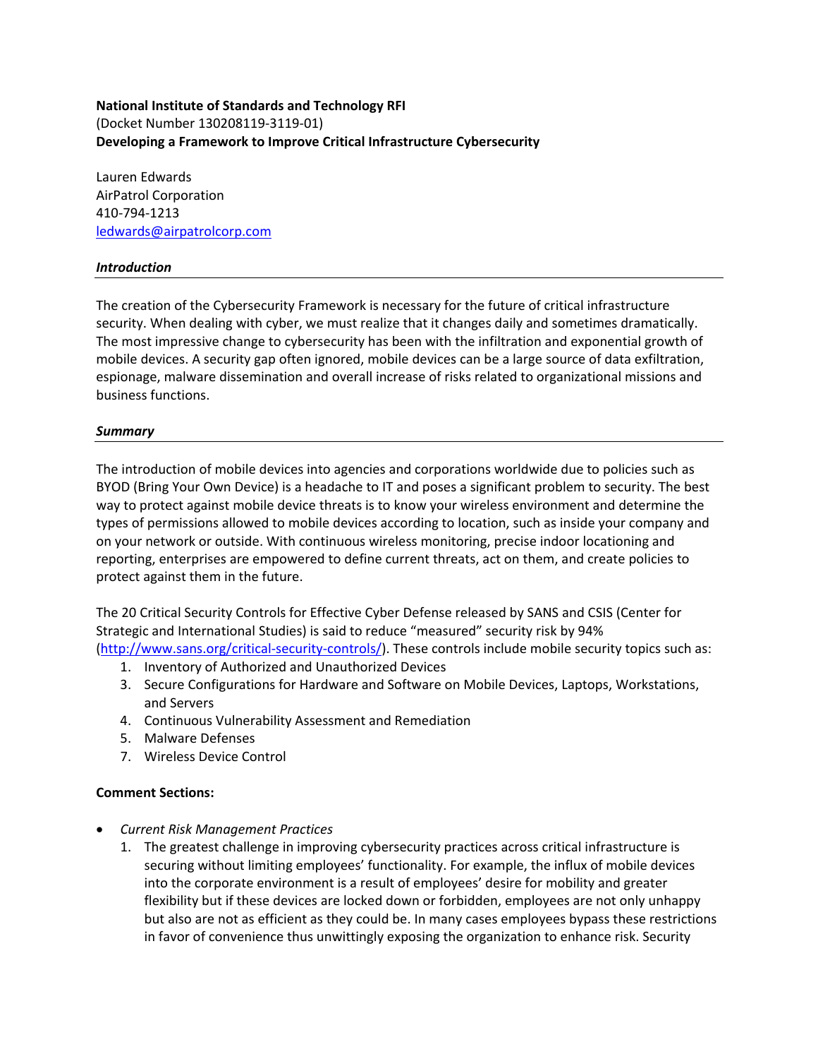**National Institute of Standards and Technology RFI**
(Docket Number 130208119-3119-01)
**Developing a Framework to Improve Critical Infrastructure Cybersecurity**

Lauren Edwards
AirPatrol Corporation
410-794-1213
[ledwards@airpatrolcorp.com](mailto:ledwards@airpatrolcorp.com)

***Introduction***

The creation of the Cybersecurity Framework is necessary for the future of critical infrastructure security. When dealing with cyber, we must realize that it changes daily and sometimes dramatically. The most impressive change to cybersecurity has been with the infiltration and exponential growth of mobile devices. A security gap often ignored, mobile devices can be a large source of data exfiltration, espionage, malware dissemination and overall increase of risks related to organizational missions and business functions.

***Summary***

The introduction of mobile devices into agencies and corporations worldwide due to policies such as BYOD (Bring Your Own Device) is a headache to IT and poses a significant problem to security. The best way to protect against mobile device threats is to know your wireless environment and determine the types of permissions allowed to mobile devices according to location, such as inside your company and on your network or outside. With continuous wireless monitoring, precise indoor locationing and reporting, enterprises are empowered to define current threats, act on them, and create policies to protect against them in the future.

The 20 Critical Security Controls for Effective Cyber Defense released by SANS and CSIS (Center for Strategic and International Studies) is said to reduce "measured" security risk by 94% ([http://www.sans.org/critical-security-controls/](http://www.sans.org/critical-security-controls/)). These controls include mobile security topics such as:

1. Inventory of Authorized and Unauthorized Devices
3. Secure Configurations for Hardware and Software on Mobile Devices, Laptops, Workstations, and Servers
4. Continuous Vulnerability Assessment and Remediation
5. Malware Defenses
7. Wireless Device Control

**Comment Sections:**

- *Current Risk Management Practices*
    1. The greatest challenge in improving cybersecurity practices across critical infrastructure is securing without limiting employees' functionality. For example, the influx of mobile devices into the corporate environment is a result of employees' desire for mobility and greater flexibility but if these devices are locked down or forbidden, employees are not only unhappy but also are not as efficient as they could be. In many cases employees bypass these restrictions in favor of convenience thus unwittingly exposing the organization to enhance risk. Security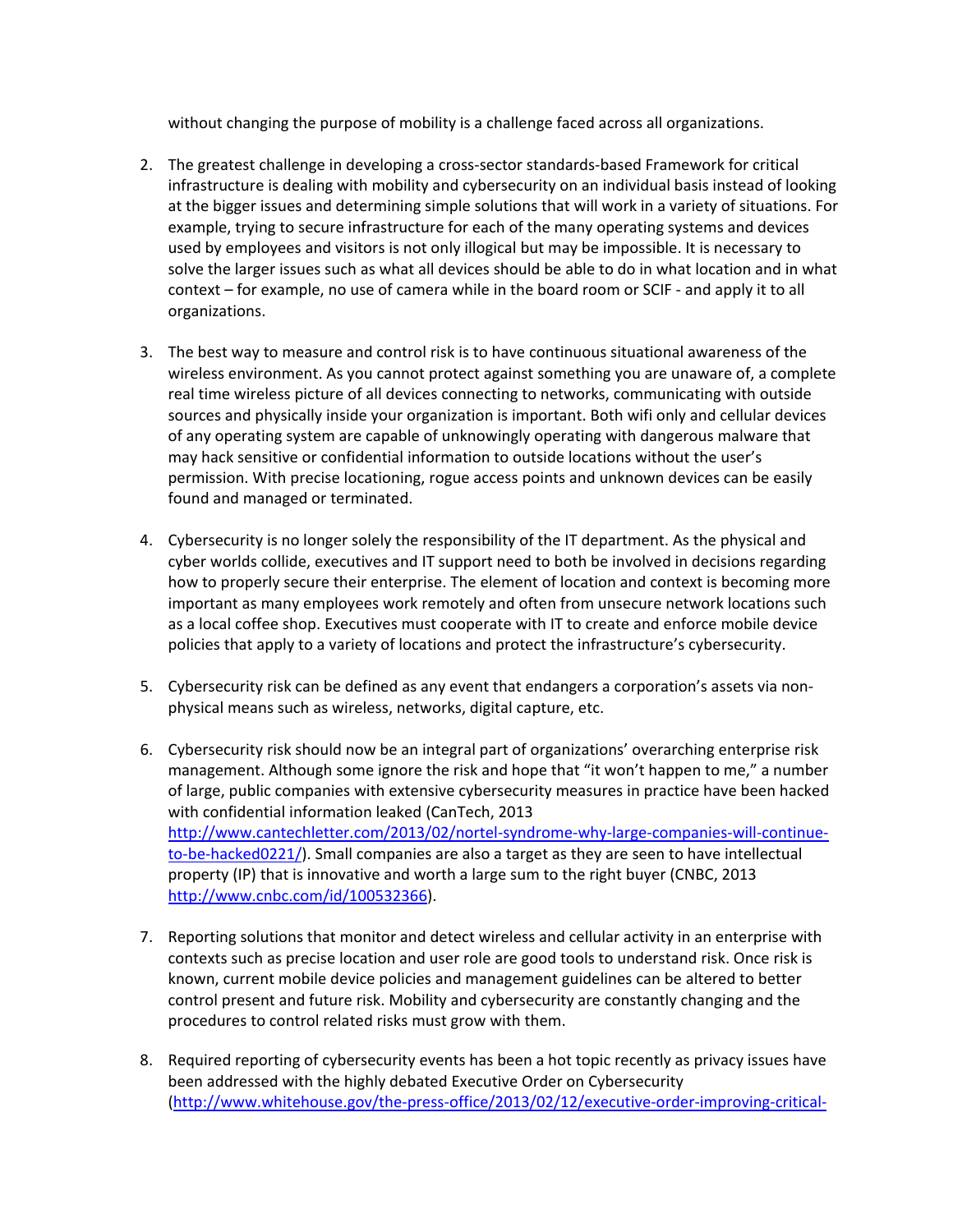without changing the purpose of mobility is a challenge faced across all organizations.

2. The greatest challenge in developing a cross-sector standards-based Framework for critical infrastructure is dealing with mobility and cybersecurity on an individual basis instead of looking at the bigger issues and determining simple solutions that will work in a variety of situations. For example, trying to secure infrastructure for each of the many operating systems and devices used by employees and visitors is not only illogical but may be impossible. It is necessary to solve the larger issues such as what all devices should be able to do in what location and in what context – for example, no use of camera while in the board room or SCIF - and apply it to all organizations.

3. The best way to measure and control risk is to have continuous situational awareness of the wireless environment. As you cannot protect against something you are unaware of, a complete real time wireless picture of all devices connecting to networks, communicating with outside sources and physically inside your organization is important. Both wifi only and cellular devices of any operating system are capable of unknowingly operating with dangerous malware that may hack sensitive or confidential information to outside locations without the user's permission. With precise locationing, rogue access points and unknown devices can be easily found and managed or terminated.

4. Cybersecurity is no longer solely the responsibility of the IT department. As the physical and cyber worlds collide, executives and IT support need to both be involved in decisions regarding how to properly secure their enterprise. The element of location and context is becoming more important as many employees work remotely and often from unsecure network locations such as a local coffee shop. Executives must cooperate with IT to create and enforce mobile device policies that apply to a variety of locations and protect the infrastructure's cybersecurity.

5. Cybersecurity risk can be defined as any event that endangers a corporation's assets via non-physical means such as wireless, networks, digital capture, etc.

6. Cybersecurity risk should now be an integral part of organizations' overarching enterprise risk management. Although some ignore the risk and hope that "it won't happen to me," a number of large, public companies with extensive cybersecurity measures in practice have been hacked with confidential information leaked (CanTech, 2013 http://www.cantechletter.com/2013/02/nortel-syndrome-why-large-companies-will-continue-to-be-hacked0221/). Small companies are also a target as they are seen to have intellectual property (IP) that is innovative and worth a large sum to the right buyer (CNBC, 2013 http://www.cnbc.com/id/100532366).

7. Reporting solutions that monitor and detect wireless and cellular activity in an enterprise with contexts such as precise location and user role are good tools to understand risk. Once risk is known, current mobile device policies and management guidelines can be altered to better control present and future risk. Mobility and cybersecurity are constantly changing and the procedures to control related risks must grow with them.

8. Required reporting of cybersecurity events has been a hot topic recently as privacy issues have been addressed with the highly debated Executive Order on Cybersecurity (http://www.whitehouse.gov/the-press-office/2013/02/12/executive-order-improving-critical-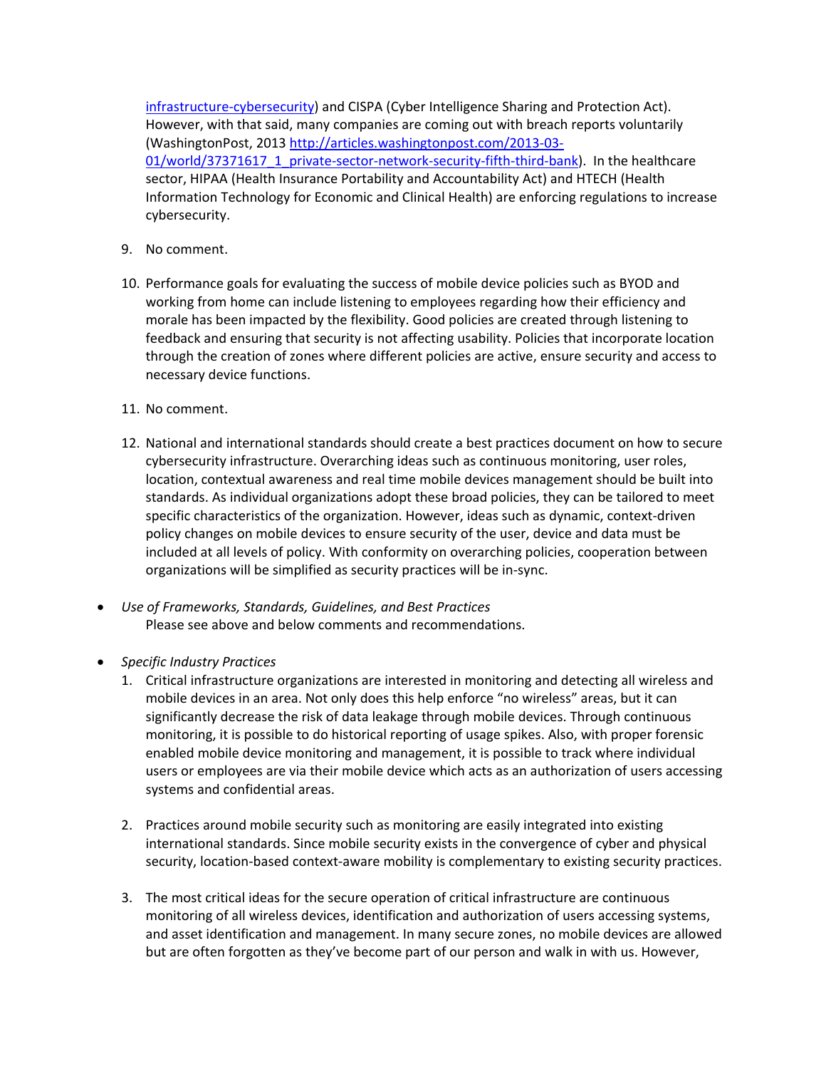infrastructure-cybersecurity) and CISPA (Cyber Intelligence Sharing and Protection Act). However, with that said, many companies are coming out with breach reports voluntarily (WashingtonPost, 2013 http://articles.washingtonpost.com/2013-03-01/world/37371617_1_private-sector-network-security-fifth-third-bank). In the healthcare sector, HIPAA (Health Insurance Portability and Accountability Act) and HTECH (Health Information Technology for Economic and Clinical Health) are enforcing regulations to increase cybersecurity.

9. No comment.

10. Performance goals for evaluating the success of mobile device policies such as BYOD and working from home can include listening to employees regarding how their efficiency and morale has been impacted by the flexibility. Good policies are created through listening to feedback and ensuring that security is not affecting usability. Policies that incorporate location through the creation of zones where different policies are active, ensure security and access to necessary device functions.

11. No comment.

12. National and international standards should create a best practices document on how to secure cybersecurity infrastructure. Overarching ideas such as continuous monitoring, user roles, location, contextual awareness and real time mobile devices management should be built into standards. As individual organizations adopt these broad policies, they can be tailored to meet specific characteristics of the organization. However, ideas such as dynamic, context-driven policy changes on mobile devices to ensure security of the user, device and data must be included at all levels of policy. With conformity on overarching policies, cooperation between organizations will be simplified as security practices will be in-sync.

- *Use of Frameworks, Standards, Guidelines, and Best Practices*
  
  Please see above and below comments and recommendations.

- *Specific Industry Practices*
  1. Critical infrastructure organizations are interested in monitoring and detecting all wireless and mobile devices in an area. Not only does this help enforce "no wireless" areas, but it can significantly decrease the risk of data leakage through mobile devices. Through continuous monitoring, it is possible to do historical reporting of usage spikes. Also, with proper forensic enabled mobile device monitoring and management, it is possible to track where individual users or employees are via their mobile device which acts as an authorization of users accessing systems and confidential areas.

  2. Practices around mobile security such as monitoring are easily integrated into existing international standards. Since mobile security exists in the convergence of cyber and physical security, location-based context-aware mobility is complementary to existing security practices.

  3. The most critical ideas for the secure operation of critical infrastructure are continuous monitoring of all wireless devices, identification and authorization of users accessing systems, and asset identification and management. In many secure zones, no mobile devices are allowed but are often forgotten as they've become part of our person and walk in with us. However,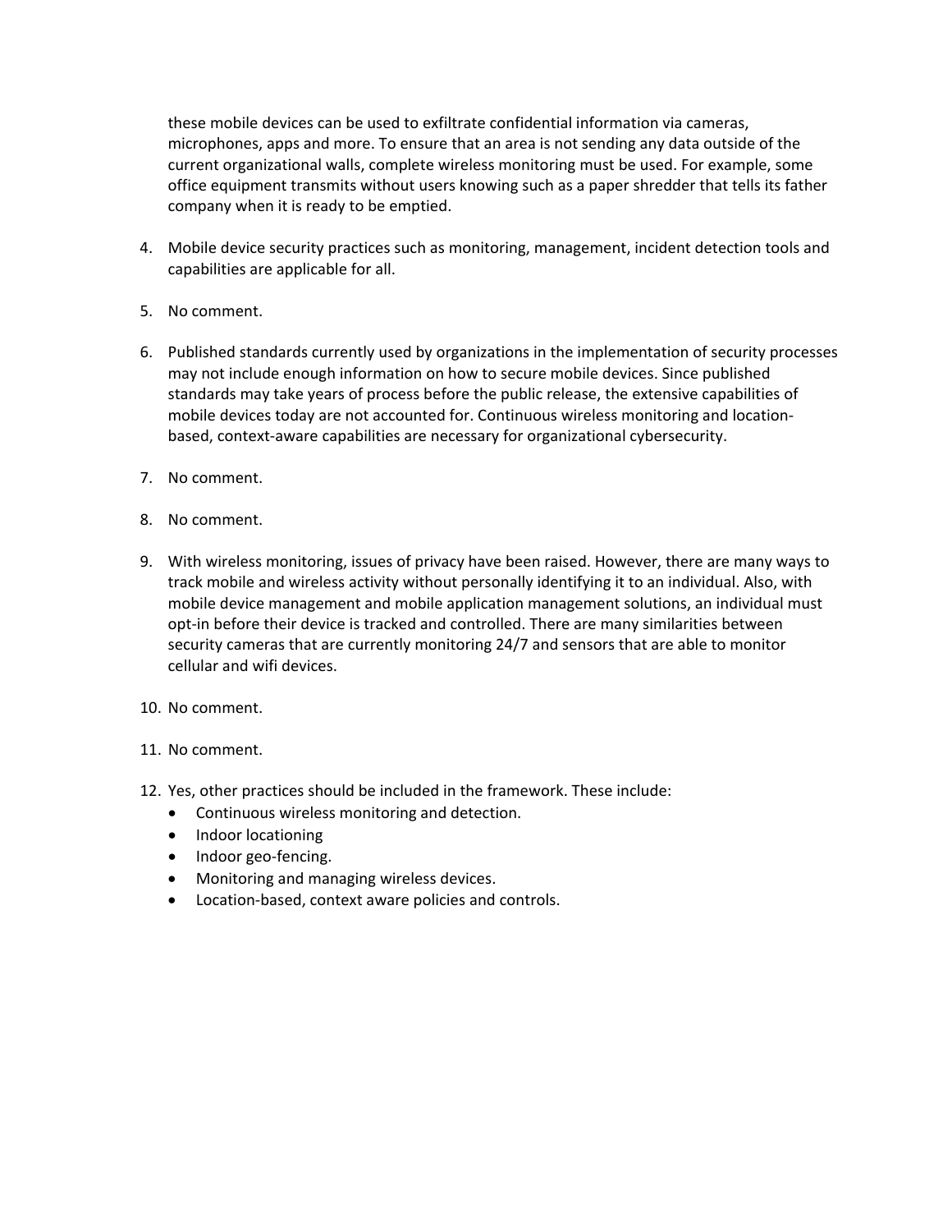these mobile devices can be used to exfiltrate confidential information via cameras, microphones, apps and more. To ensure that an area is not sending any data outside of the current organizational walls, complete wireless monitoring must be used. For example, some office equipment transmits without users knowing such as a paper shredder that tells its father company when it is ready to be emptied.

4. Mobile device security practices such as monitoring, management, incident detection tools and capabilities are applicable for all.

5. No comment.

6. Published standards currently used by organizations in the implementation of security processes may not include enough information on how to secure mobile devices. Since published standards may take years of process before the public release, the extensive capabilities of mobile devices today are not accounted for. Continuous wireless monitoring and location-based, context-aware capabilities are necessary for organizational cybersecurity.

7. No comment.

8. No comment.

9. With wireless monitoring, issues of privacy have been raised. However, there are many ways to track mobile and wireless activity without personally identifying it to an individual. Also, with mobile device management and mobile application management solutions, an individual must opt-in before their device is tracked and controlled. There are many similarities between security cameras that are currently monitoring 24/7 and sensors that are able to monitor cellular and wifi devices.

10. No comment.

11. No comment.

12. Yes, other practices should be included in the framework. These include:
    - Continuous wireless monitoring and detection.
    - Indoor locationing
    - Indoor geo-fencing.
    - Monitoring and managing wireless devices.
    - Location-based, context aware policies and controls.